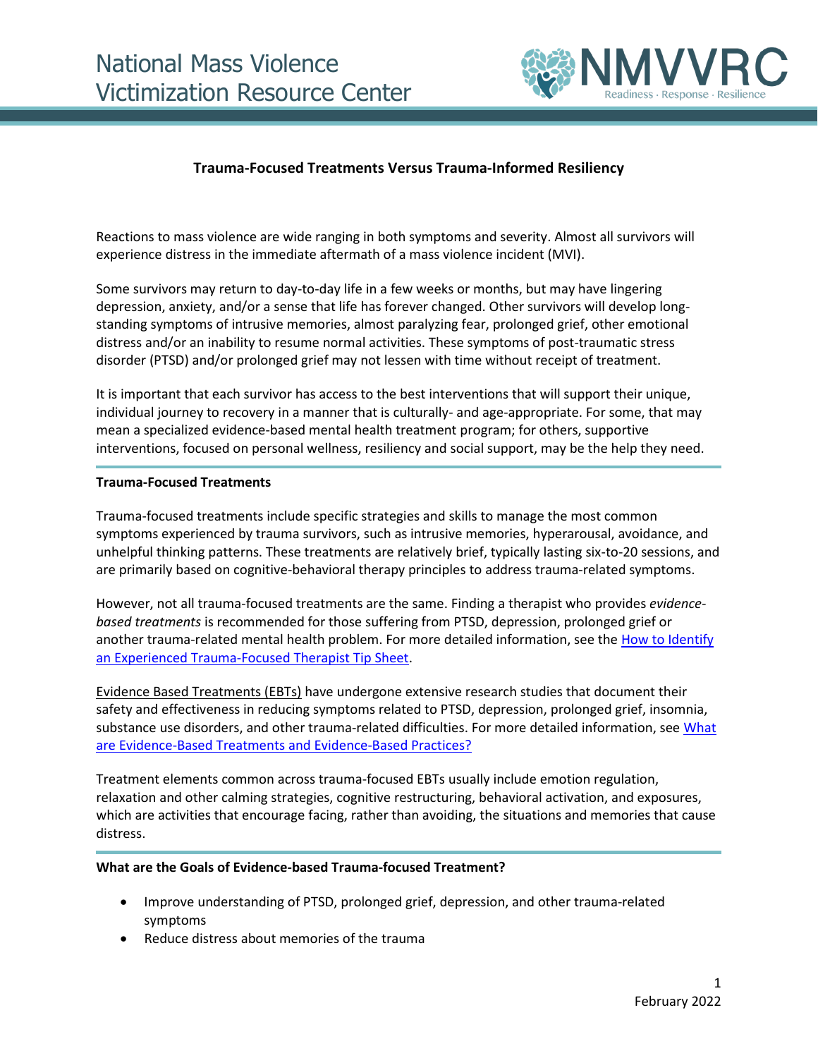# National Mass Violence Victimization Resource Center

## Trauma-Focused Treatments Versus Trauma-Informed Resiliency

Reactions to mass violence are wide ranging in both symptoms and severity. Almost all survivors will experience distress in the immediate aftermath of a mass violence incident (MVI).

Some survivors may return to day-to-day life in a few weeks or months, but may have lingering depression, anxiety, and/or a sense that life has forever changed. Other survivors will develop long-standing symptoms of intrusive memories, almost paralyzing fear, prolonged grief, other emotional distress and/or an inability to resume normal activities. These symptoms of post-traumatic stress disorder (PTSD) and/or prolonged grief may not lessen with time without receipt of treatment.

It is important that each survivor has access to the best interventions that will support their unique, individual journey to recovery in a manner that is culturally- and age-appropriate. For some, that may mean a specialized evidence-based mental health treatment program; for others, supportive interventions, focused on personal wellness, resiliency and social support, may be the help they need.

---

### Trauma-Focused Treatments

Trauma-focused treatments include specific strategies and skills to manage the most common symptoms experienced by trauma survivors, such as intrusive memories, hyperarousal, avoidance, and unhelpful thinking patterns. These treatments are relatively brief, typically lasting six-to-20 sessions, and are primarily based on cognitive-behavioral therapy principles to address trauma-related symptoms.

However, not all trauma-focused treatments are the same. Finding a therapist who provides *evidence-based treatments* is recommended for those suffering from PTSD, depression, prolonged grief or another trauma-related mental health problem. For more detailed information, see the How to Identify an Experienced Trauma-Focused Therapist Tip Sheet.

Evidence Based Treatments (EBTs) have undergone extensive research studies that document their safety and effectiveness in reducing symptoms related to PTSD, depression, prolonged grief, insomnia, substance use disorders, and other trauma-related difficulties. For more detailed information, see What are Evidence-Based Treatments and Evidence-Based Practices?

Treatment elements common across trauma-focused EBTs usually include emotion regulation, relaxation and other calming strategies, cognitive restructuring, behavioral activation, and exposures, which are activities that encourage facing, rather than avoiding, the situations and memories that cause distress.

---

### What are the Goals of Evidence-based Trauma-focused Treatment?

- Improve understanding of PTSD, prolonged grief, depression, and other trauma-related symptoms
- Reduce distress about memories of the trauma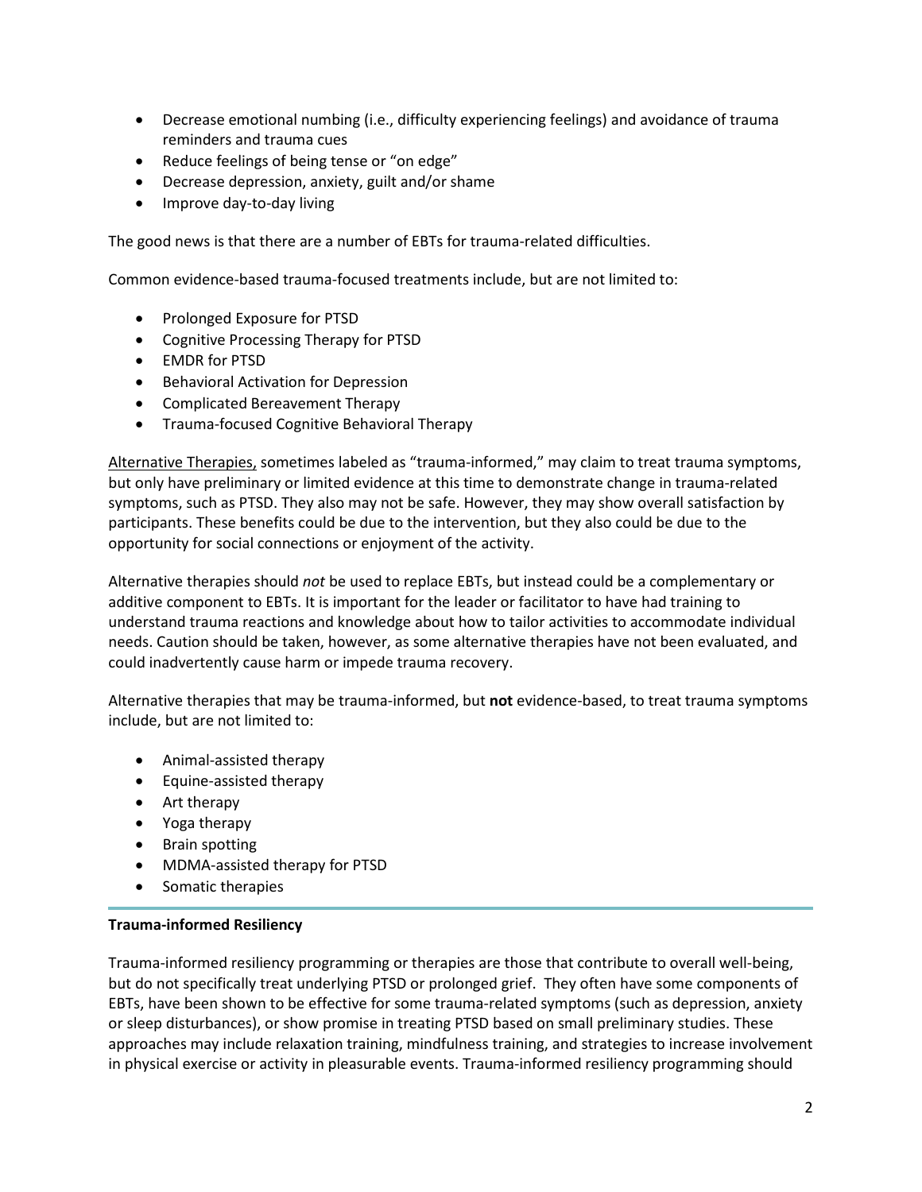- Decrease emotional numbing (i.e., difficulty experiencing feelings) and avoidance of trauma reminders and trauma cues
- Reduce feelings of being tense or "on edge"
- Decrease depression, anxiety, guilt and/or shame
- Improve day-to-day living

The good news is that there are a number of EBTs for trauma-related difficulties.

Common evidence-based trauma-focused treatments include, but are not limited to:

- Prolonged Exposure for PTSD
- Cognitive Processing Therapy for PTSD
- EMDR for PTSD
- Behavioral Activation for Depression
- Complicated Bereavement Therapy
- Trauma-focused Cognitive Behavioral Therapy

<u>Alternative Therapies,</u> sometimes labeled as "trauma-informed," may claim to treat trauma symptoms, but only have preliminary or limited evidence at this time to demonstrate change in trauma-related symptoms, such as PTSD. They also may not be safe. However, they may show overall satisfaction by participants. These benefits could be due to the intervention, but they also could be due to the opportunity for social connections or enjoyment of the activity.

Alternative therapies should *not* be used to replace EBTs, but instead could be a complementary or additive component to EBTs. It is important for the leader or facilitator to have had training to understand trauma reactions and knowledge about how to tailor activities to accommodate individual needs. Caution should be taken, however, as some alternative therapies have not been evaluated, and could inadvertently cause harm or impede trauma recovery.

Alternative therapies that may be trauma-informed, but **not** evidence-based, to treat trauma symptoms include, but are not limited to:

- Animal-assisted therapy
- Equine-assisted therapy
- Art therapy
- Yoga therapy
- Brain spotting
- MDMA-assisted therapy for PTSD
- Somatic therapies

---

**Trauma-informed Resiliency**

Trauma-informed resiliency programming or therapies are those that contribute to overall well-being, but do not specifically treat underlying PTSD or prolonged grief. They often have some components of EBTs, have been shown to be effective for some trauma-related symptoms (such as depression, anxiety or sleep disturbances), or show promise in treating PTSD based on small preliminary studies. These approaches may include relaxation training, mindfulness training, and strategies to increase involvement in physical exercise or activity in pleasurable events. Trauma-informed resiliency programming should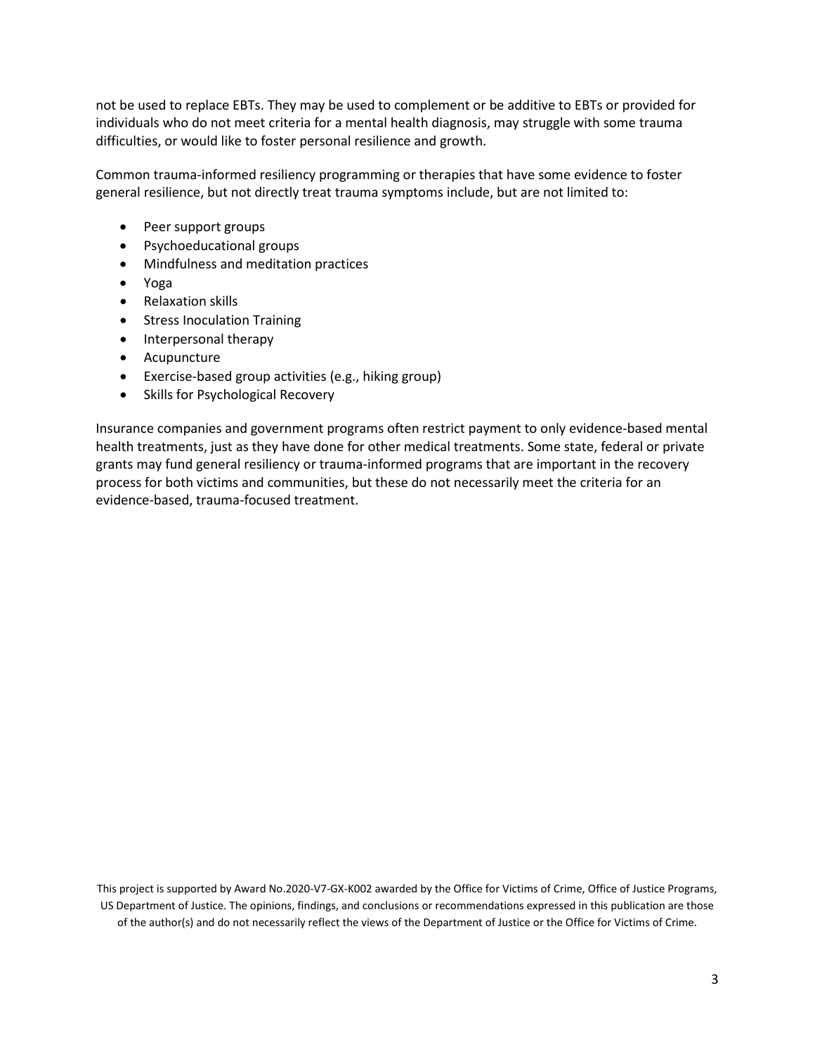not be used to replace EBTs. They may be used to complement or be additive to EBTs or provided for individuals who do not meet criteria for a mental health diagnosis, may struggle with some trauma difficulties, or would like to foster personal resilience and growth.

Common trauma-informed resiliency programming or therapies that have some evidence to foster general resilience, but not directly treat trauma symptoms include, but are not limited to:

- Peer support groups
- Psychoeducational groups
- Mindfulness and meditation practices
- Yoga
- Relaxation skills
- Stress Inoculation Training
- Interpersonal therapy
- Acupuncture
- Exercise-based group activities (e.g., hiking group)
- Skills for Psychological Recovery

Insurance companies and government programs often restrict payment to only evidence-based mental health treatments, just as they have done for other medical treatments. Some state, federal or private grants may fund general resiliency or trauma-informed programs that are important in the recovery process for both victims and communities, but these do not necessarily meet the criteria for an evidence-based, trauma-focused treatment.

This project is supported by Award No.2020-V7-GX-K002 awarded by the Office for Victims of Crime, Office of Justice Programs, US Department of Justice. The opinions, findings, and conclusions or recommendations expressed in this publication are those of the author(s) and do not necessarily reflect the views of the Department of Justice or the Office for Victims of Crime.